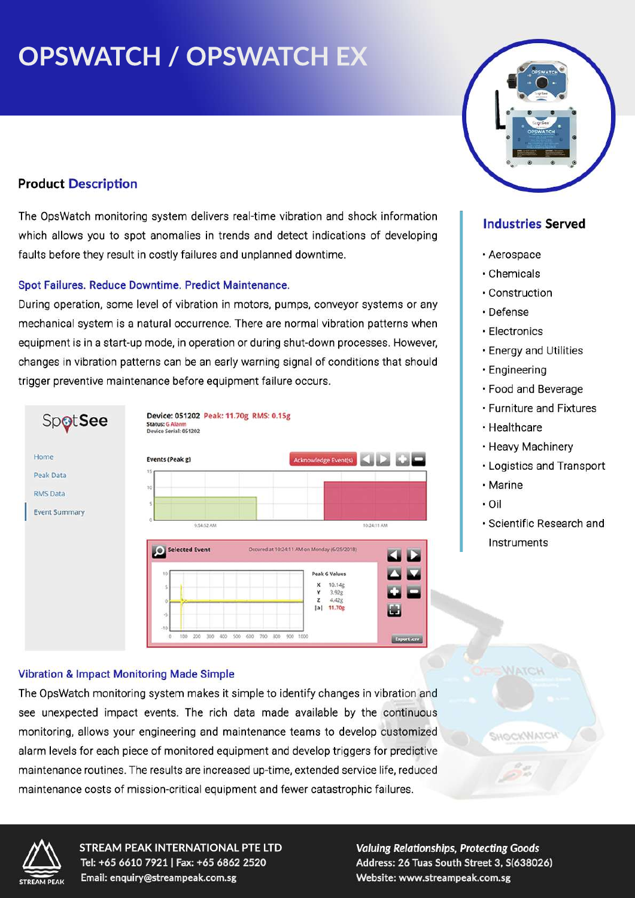# OPSWATCH / OPSWATCH EX

## Product Description

The OpsWatch monitoring system delivers real-time vibration and shock information which allows you to spot anomalies in trends and detect indications of developing faults before they result in costly failures and unplanned downtime.

### Spot Failures. Reduce Downtime. Predict Maintenance.

During operation, some level of vibration in motors, pumps, conveyor systems or any mechanical system is a natural occurrence. There are normal vibration patterns when equipment is in a start-up mode, in operation or during shut-down processes. However, changes in vibration patterns can be an early warning signal of conditions that should trigger preventive maintenance before equipment failure occurs.

### Vibration & Impact Monitoring Made Simple

The OpsWatch monitoring system makes it simple to identify changes in vibration and see unexpected impact events. The rich data made available by the continuous monitoring, allows your engineering and maintenance teams to develop customized alarm levels for each piece of monitored equipment and develop triggers for predictive maintenance routines. The results are increased up-time, extended service life, reduced maintenance costs of mission-critical equipment and fewer catastrophic failures.

## Industries Served

- Aerospace
- Chemicals
- Construction
- Defense
- Electronics
- Energy and Utilities
- Engineering
- Food and Beverage
- Furniture and Fixtures
- Healthcare
- Heavy Machinery
- Logistics and Transport
- Marine
- Oil
- Scientific Research and Instruments

**STREAM PEAK INTERNATIONAL PTE LTD**
Tel: +65 6610 7921 | Fax: +65 6862 2520
Email: enquiry@streampeak.com.sg

*Valuing Relationships, Protecting Goods*
Address: 26 Tuas South Street 3, S(638026)
Website: www.streampeak.com.sg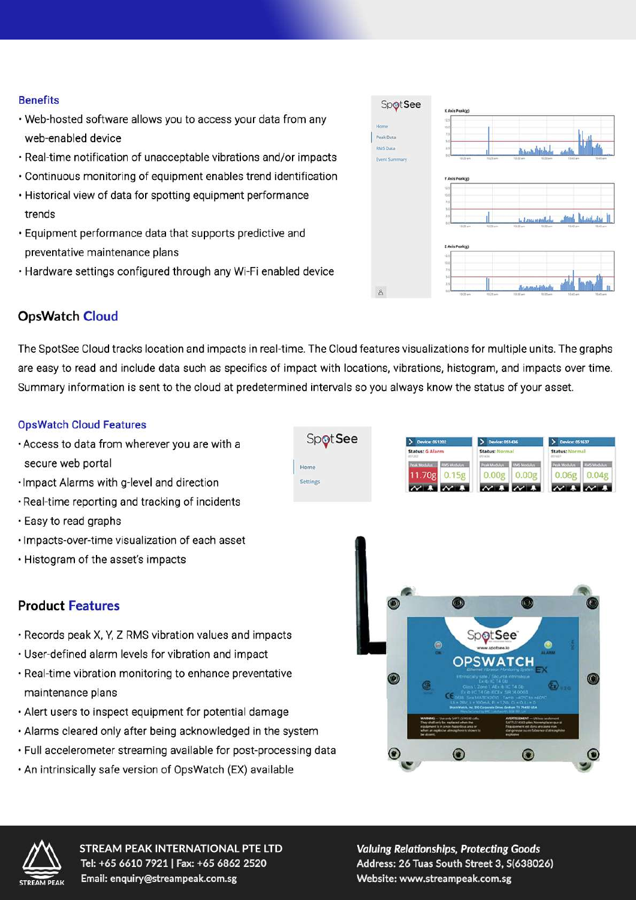### Benefits

- Web-hosted software allows you to access your data from any web-enabled device
- Real-time notification of unacceptable vibrations and/or impacts
- Continuous monitoring of equipment enables trend identification
- Historical view of data for spotting equipment performance trends
- Equipment performance data that supports predictive and preventative maintenance plans
- Hardware settings configured through any Wi-Fi enabled device

## OpsWatch Cloud

The SpotSee Cloud tracks location and impacts in real-time. The Cloud features visualizations for multiple units. The graphs are easy to read and include data such as specifics of impact with locations, vibrations, histogram, and impacts over time. Summary information is sent to the cloud at predetermined intervals so you always know the status of your asset.

### OpsWatch Cloud Features

- Access to data from wherever you are with a secure web portal
- Impact Alarms with g-level and direction
- Real-time reporting and tracking of incidents
- Easy to read graphs
- Impacts-over-time visualization of each asset
- Histogram of the asset's impacts

## Product Features

- Records peak X, Y, Z RMS vibration values and impacts
- User-defined alarm levels for vibration and impact
- Real-time vibration monitoring to enhance preventative maintenance plans
- Alert users to inspect equipment for potential damage
- Alarms cleared only after being acknowledged in the system
- Full accelerometer streaming available for post-processing data
- An intrinsically safe version of OpsWatch (EX) available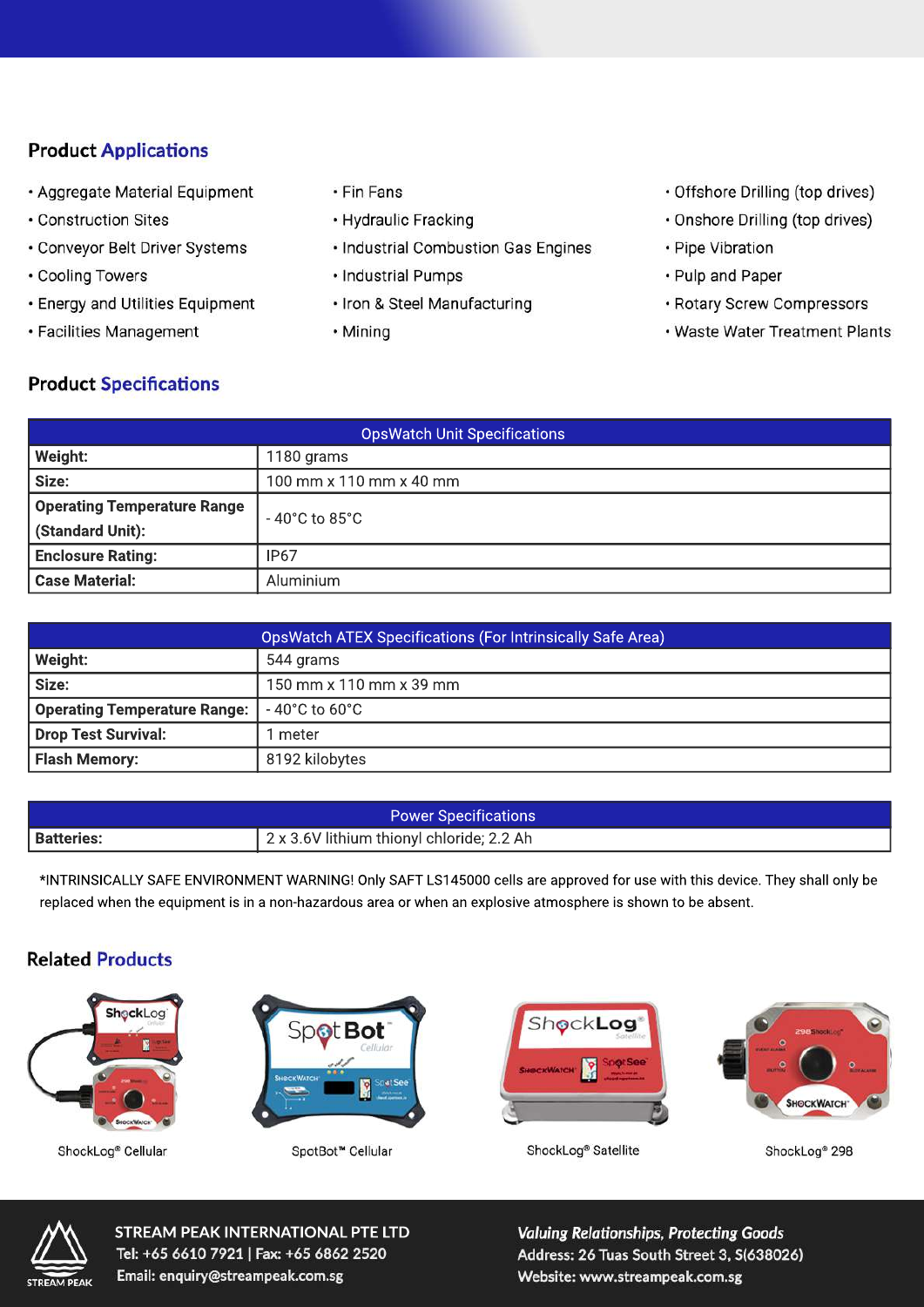## Product Applications

- Aggregate Material Equipment
- Construction Sites
- Conveyor Belt Driver Systems
- Cooling Towers
- Energy and Utilities Equipment
- Facilities Management
- Fin Fans
- Hydraulic Fracking
- Industrial Combustion Gas Engines
- Industrial Pumps
- Iron & Steel Manufacturing
- Mining
- Offshore Drilling (top drives)
- Onshore Drilling (top drives)
- Pipe Vibration
- Pulp and Paper
- Rotary Screw Compressors
- Waste Water Treatment Plants

## Product Specifications

| OpsWatch Unit Specifications | |
|---|---|
| **Weight:** | 1180 grams |
| **Size:** | 100 mm x 110 mm x 40 mm |
| **Operating Temperature Range (Standard Unit):** | - 40°C to 85°C |
| **Enclosure Rating:** | IP67 |
| **Case Material:** | Aluminium |

| OpsWatch ATEX Specifications (For Intrinsically Safe Area) | |
|---|---|
| **Weight:** | 544 grams |
| **Size:** | 150 mm x 110 mm x 39 mm |
| **Operating Temperature Range:** | - 40°C to 60°C |
| **Drop Test Survival:** | 1 meter |
| **Flash Memory:** | 8192 kilobytes |

| Power Specifications | |
|---|---|
| **Batteries:** | 2 x 3.6V lithium thionyl chloride; 2.2 Ah |

*INTRINSICALLY SAFE ENVIRONMENT WARNING! Only SAFT LS145000 cells are approved for use with this device. They shall only be replaced when the equipment is in a non-hazardous area or when an explosive atmosphere is shown to be absent.

## Related Products

ShockLog® Cellular

SpotBot™ Cellular

ShockLog® Satellite

ShockLog® 298

**STREAM PEAK INTERNATIONAL PTE LTD**
Tel: +65 6610 7921 | Fax: +65 6862 2520
Email: enquiry@streampeak.com.sg

*Valuing Relationships, Protecting Goods*
Address: 26 Tuas South Street 3, S(638026)
Website: www.streampeak.com.sg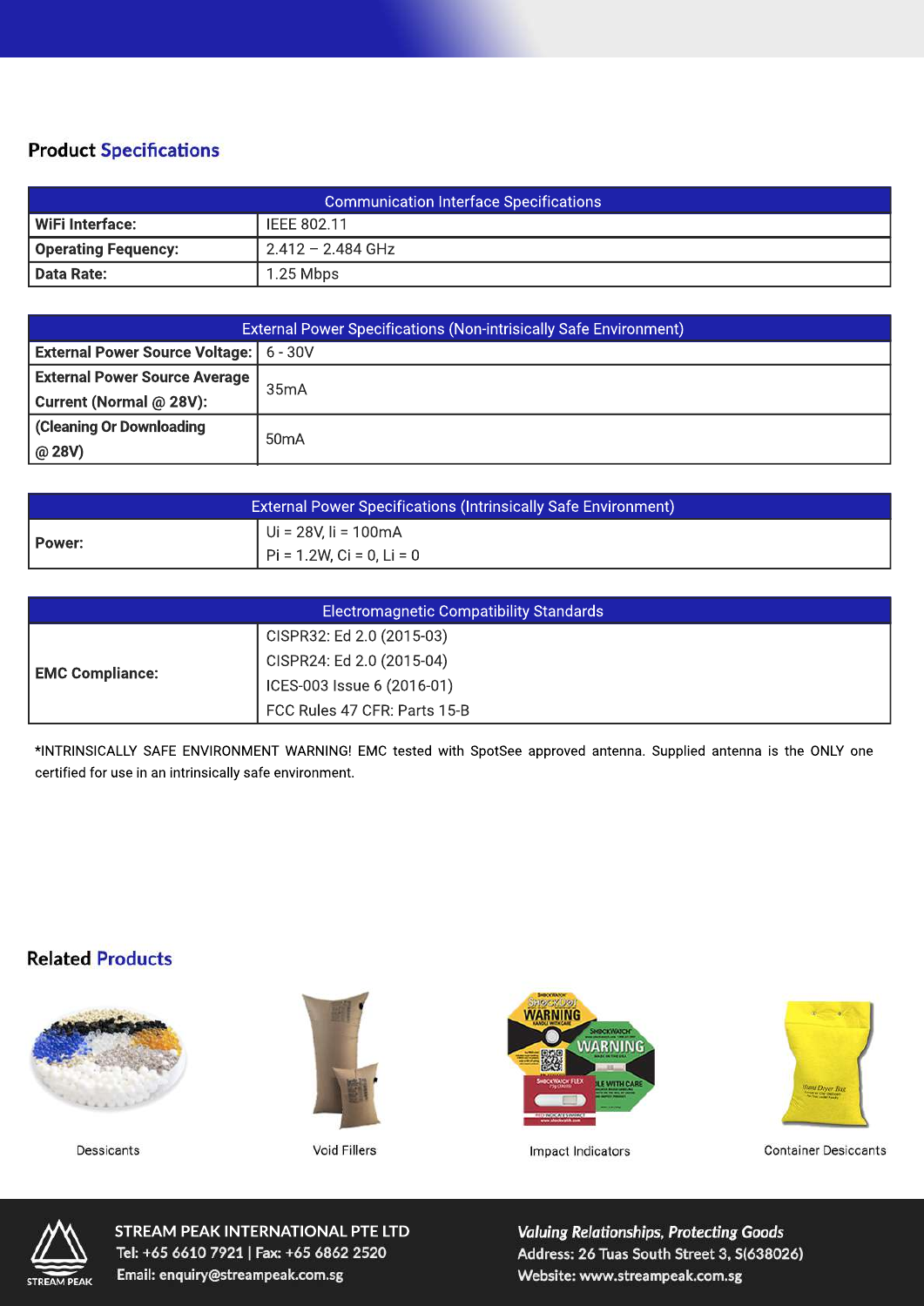## Product Specifications

| Communication Interface Specifications | |
|---|---|
| **WiFi Interface:** | IEEE 802.11 |
| **Operating Fequency:** | 2.412 – 2.484 GHz |
| **Data Rate:** | 1.25 Mbps |

| External Power Specifications (Non-intrisically Safe Environment) | |
|---|---|
| **External Power Source Voltage:** | 6 - 30V |
| **External Power Source Average Current (Normal @ 28V):** | 35mA |
| **(Cleaning Or Downloading @ 28V)** | 50mA |

| External Power Specifications (Intrinsically Safe Environment) | |
|---|---|
| **Power:** | Ui = 28V, Ii = 100mA<br>Pi = 1.2W, Ci = 0, Li = 0 |

| Electromagnetic Compatibility Standards | |
|---|---|
| **EMC Compliance:** | CISPR32: Ed 2.0 (2015-03)<br>CISPR24: Ed 2.0 (2015-04)<br>ICES-003 Issue 6 (2016-01)<br>FCC Rules 47 CFR: Parts 15-B |

*INTRINSICALLY SAFE ENVIRONMENT WARNING! EMC tested with SpotSee approved antenna. Supplied antenna is the ONLY one certified for use in an intrinsically safe environment.

## Related Products

Dessicants

Void Fillers

Impact Indicators

Container Desiccants

STREAM PEAK INTERNATIONAL PTE LTD
Tel: +65 6610 7921 | Fax: +65 6862 2520
Email: enquiry@streampeak.com.sg

*Valuing Relationships, Protecting Goods*
Address: 26 Tuas South Street 3, S(638026)
Website: www.streampeak.com.sg